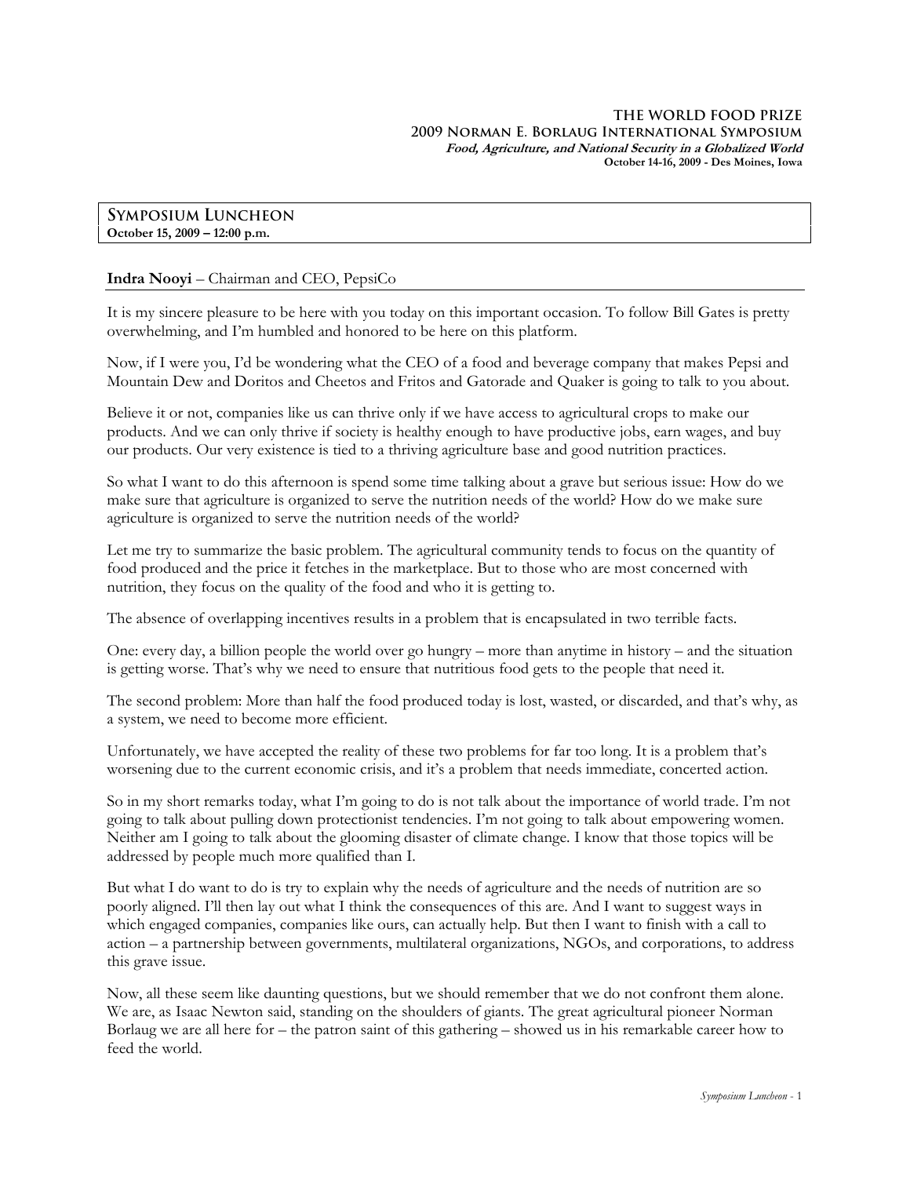**THE WORLD FOOD PRIZE**
**2009 Norman E. Borlaug International Symposium**
***Food, Agriculture, and National Security in a Globalized World***
**October 14-16, 2009 - Des Moines, Iowa**

## Symposium Luncheon

**October 15, 2009 – 12:00 p.m.**

### Indra Nooyi – Chairman and CEO, PepsiCo

It is my sincere pleasure to be here with you today on this important occasion. To follow Bill Gates is pretty overwhelming, and I'm humbled and honored to be here on this platform.

Now, if I were you, I'd be wondering what the CEO of a food and beverage company that makes Pepsi and Mountain Dew and Doritos and Cheetos and Fritos and Gatorade and Quaker is going to talk to you about.

Believe it or not, companies like us can thrive only if we have access to agricultural crops to make our products. And we can only thrive if society is healthy enough to have productive jobs, earn wages, and buy our products. Our very existence is tied to a thriving agriculture base and good nutrition practices.

So what I want to do this afternoon is spend some time talking about a grave but serious issue: How do we make sure that agriculture is organized to serve the nutrition needs of the world? How do we make sure agriculture is organized to serve the nutrition needs of the world?

Let me try to summarize the basic problem. The agricultural community tends to focus on the quantity of food produced and the price it fetches in the marketplace. But to those who are most concerned with nutrition, they focus on the quality of the food and who it is getting to.

The absence of overlapping incentives results in a problem that is encapsulated in two terrible facts.

One: every day, a billion people the world over go hungry – more than anytime in history – and the situation is getting worse. That's why we need to ensure that nutritious food gets to the people that need it.

The second problem: More than half the food produced today is lost, wasted, or discarded, and that's why, as a system, we need to become more efficient.

Unfortunately, we have accepted the reality of these two problems for far too long. It is a problem that's worsening due to the current economic crisis, and it's a problem that needs immediate, concerted action.

So in my short remarks today, what I'm going to do is not talk about the importance of world trade. I'm not going to talk about pulling down protectionist tendencies. I'm not going to talk about empowering women. Neither am I going to talk about the glooming disaster of climate change. I know that those topics will be addressed by people much more qualified than I.

But what I do want to do is try to explain why the needs of agriculture and the needs of nutrition are so poorly aligned. I'll then lay out what I think the consequences of this are. And I want to suggest ways in which engaged companies, companies like ours, can actually help. But then I want to finish with a call to action – a partnership between governments, multilateral organizations, NGOs, and corporations, to address this grave issue.

Now, all these seem like daunting questions, but we should remember that we do not confront them alone. We are, as Isaac Newton said, standing on the shoulders of giants. The great agricultural pioneer Norman Borlaug we are all here for – the patron saint of this gathering – showed us in his remarkable career how to feed the world.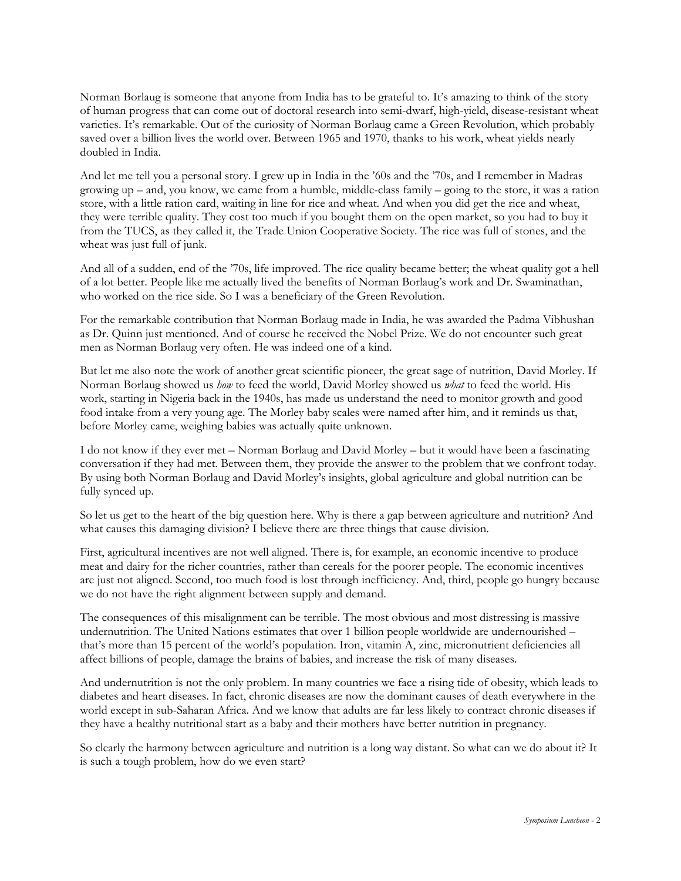Norman Borlaug is someone that anyone from India has to be grateful to. It's amazing to think of the story of human progress that can come out of doctoral research into semi-dwarf, high-yield, disease-resistant wheat varieties. It's remarkable. Out of the curiosity of Norman Borlaug came a Green Revolution, which probably saved over a billion lives the world over. Between 1965 and 1970, thanks to his work, wheat yields nearly doubled in India.

And let me tell you a personal story. I grew up in India in the '60s and the '70s, and I remember in Madras growing up – and, you know, we came from a humble, middle-class family – going to the store, it was a ration store, with a little ration card, waiting in line for rice and wheat. And when you did get the rice and wheat, they were terrible quality. They cost too much if you bought them on the open market, so you had to buy it from the TUCS, as they called it, the Trade Union Cooperative Society. The rice was full of stones, and the wheat was just full of junk.

And all of a sudden, end of the '70s, life improved. The rice quality became better; the wheat quality got a hell of a lot better. People like me actually lived the benefits of Norman Borlaug's work and Dr. Swaminathan, who worked on the rice side. So I was a beneficiary of the Green Revolution.

For the remarkable contribution that Norman Borlaug made in India, he was awarded the Padma Vibhushan as Dr. Quinn just mentioned. And of course he received the Nobel Prize. We do not encounter such great men as Norman Borlaug very often. He was indeed one of a kind.

But let me also note the work of another great scientific pioneer, the great sage of nutrition, David Morley. If Norman Borlaug showed us *how* to feed the world, David Morley showed us *what* to feed the world. His work, starting in Nigeria back in the 1940s, has made us understand the need to monitor growth and good food intake from a very young age. The Morley baby scales were named after him, and it reminds us that, before Morley came, weighing babies was actually quite unknown.

I do not know if they ever met – Norman Borlaug and David Morley – but it would have been a fascinating conversation if they had met. Between them, they provide the answer to the problem that we confront today. By using both Norman Borlaug and David Morley's insights, global agriculture and global nutrition can be fully synced up.

So let us get to the heart of the big question here. Why is there a gap between agriculture and nutrition? And what causes this damaging division? I believe there are three things that cause division.

First, agricultural incentives are not well aligned. There is, for example, an economic incentive to produce meat and dairy for the richer countries, rather than cereals for the poorer people. The economic incentives are just not aligned. Second, too much food is lost through inefficiency. And, third, people go hungry because we do not have the right alignment between supply and demand.

The consequences of this misalignment can be terrible. The most obvious and most distressing is massive undernutrition. The United Nations estimates that over 1 billion people worldwide are undernourished – that's more than 15 percent of the world's population. Iron, vitamin A, zinc, micronutrient deficiencies all affect billions of people, damage the brains of babies, and increase the risk of many diseases.

And undernutrition is not the only problem. In many countries we face a rising tide of obesity, which leads to diabetes and heart diseases. In fact, chronic diseases are now the dominant causes of death everywhere in the world except in sub-Saharan Africa. And we know that adults are far less likely to contract chronic diseases if they have a healthy nutritional start as a baby and their mothers have better nutrition in pregnancy.

So clearly the harmony between agriculture and nutrition is a long way distant. So what can we do about it? It is such a tough problem, how do we even start?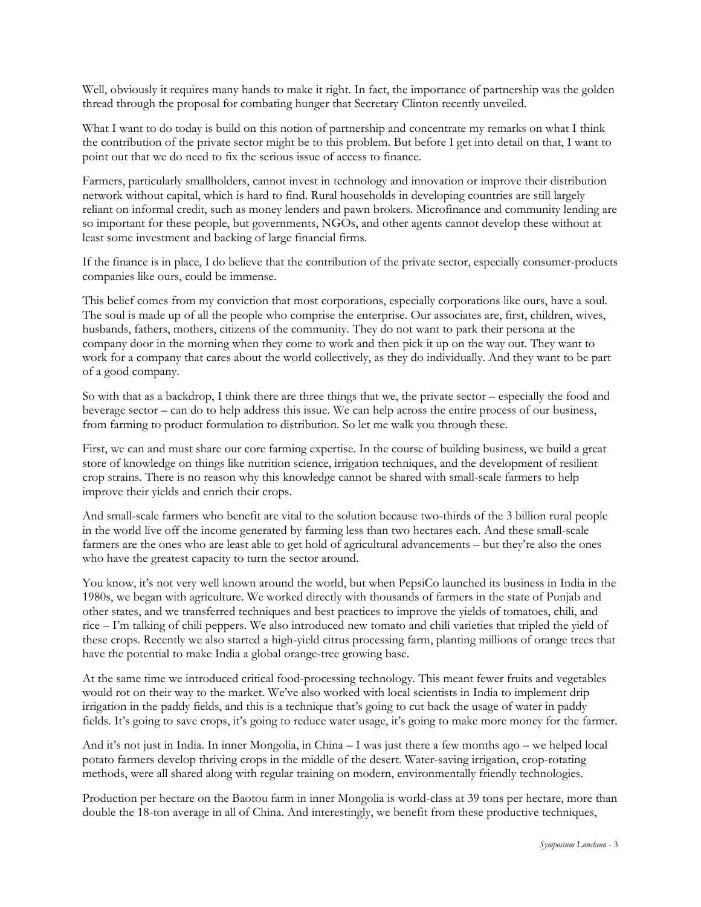Well, obviously it requires many hands to make it right. In fact, the importance of partnership was the golden thread through the proposal for combating hunger that Secretary Clinton recently unveiled.

What I want to do today is build on this notion of partnership and concentrate my remarks on what I think the contribution of the private sector might be to this problem. But before I get into detail on that, I want to point out that we do need to fix the serious issue of access to finance.

Farmers, particularly smallholders, cannot invest in technology and innovation or improve their distribution network without capital, which is hard to find. Rural households in developing countries are still largely reliant on informal credit, such as money lenders and pawn brokers. Microfinance and community lending are so important for these people, but governments, NGOs, and other agents cannot develop these without at least some investment and backing of large financial firms.

If the finance is in place, I do believe that the contribution of the private sector, especially consumer-products companies like ours, could be immense.

This belief comes from my conviction that most corporations, especially corporations like ours, have a soul. The soul is made up of all the people who comprise the enterprise. Our associates are, first, children, wives, husbands, fathers, mothers, citizens of the community. They do not want to park their persona at the company door in the morning when they come to work and then pick it up on the way out. They want to work for a company that cares about the world collectively, as they do individually. And they want to be part of a good company.

So with that as a backdrop, I think there are three things that we, the private sector – especially the food and beverage sector – can do to help address this issue. We can help across the entire process of our business, from farming to product formulation to distribution. So let me walk you through these.

First, we can and must share our core farming expertise. In the course of building business, we build a great store of knowledge on things like nutrition science, irrigation techniques, and the development of resilient crop strains. There is no reason why this knowledge cannot be shared with small-scale farmers to help improve their yields and enrich their crops.

And small-scale farmers who benefit are vital to the solution because two-thirds of the 3 billion rural people in the world live off the income generated by farming less than two hectares each. And these small-scale farmers are the ones who are least able to get hold of agricultural advancements – but they're also the ones who have the greatest capacity to turn the sector around.

You know, it's not very well known around the world, but when PepsiCo launched its business in India in the 1980s, we began with agriculture. We worked directly with thousands of farmers in the state of Punjab and other states, and we transferred techniques and best practices to improve the yields of tomatoes, chili, and rice – I'm talking of chili peppers. We also introduced new tomato and chili varieties that tripled the yield of these crops. Recently we also started a high-yield citrus processing farm, planting millions of orange trees that have the potential to make India a global orange-tree growing base.

At the same time we introduced critical food-processing technology. This meant fewer fruits and vegetables would rot on their way to the market. We've also worked with local scientists in India to implement drip irrigation in the paddy fields, and this is a technique that's going to cut back the usage of water in paddy fields. It's going to save crops, it's going to reduce water usage, it's going to make more money for the farmer.

And it's not just in India. In inner Mongolia, in China – I was just there a few months ago – we helped local potato farmers develop thriving crops in the middle of the desert. Water-saving irrigation, crop-rotating methods, were all shared along with regular training on modern, environmentally friendly technologies.

Production per hectare on the Baotou farm in inner Mongolia is world-class at 39 tons per hectare, more than double the 18-ton average in all of China. And interestingly, we benefit from these productive techniques,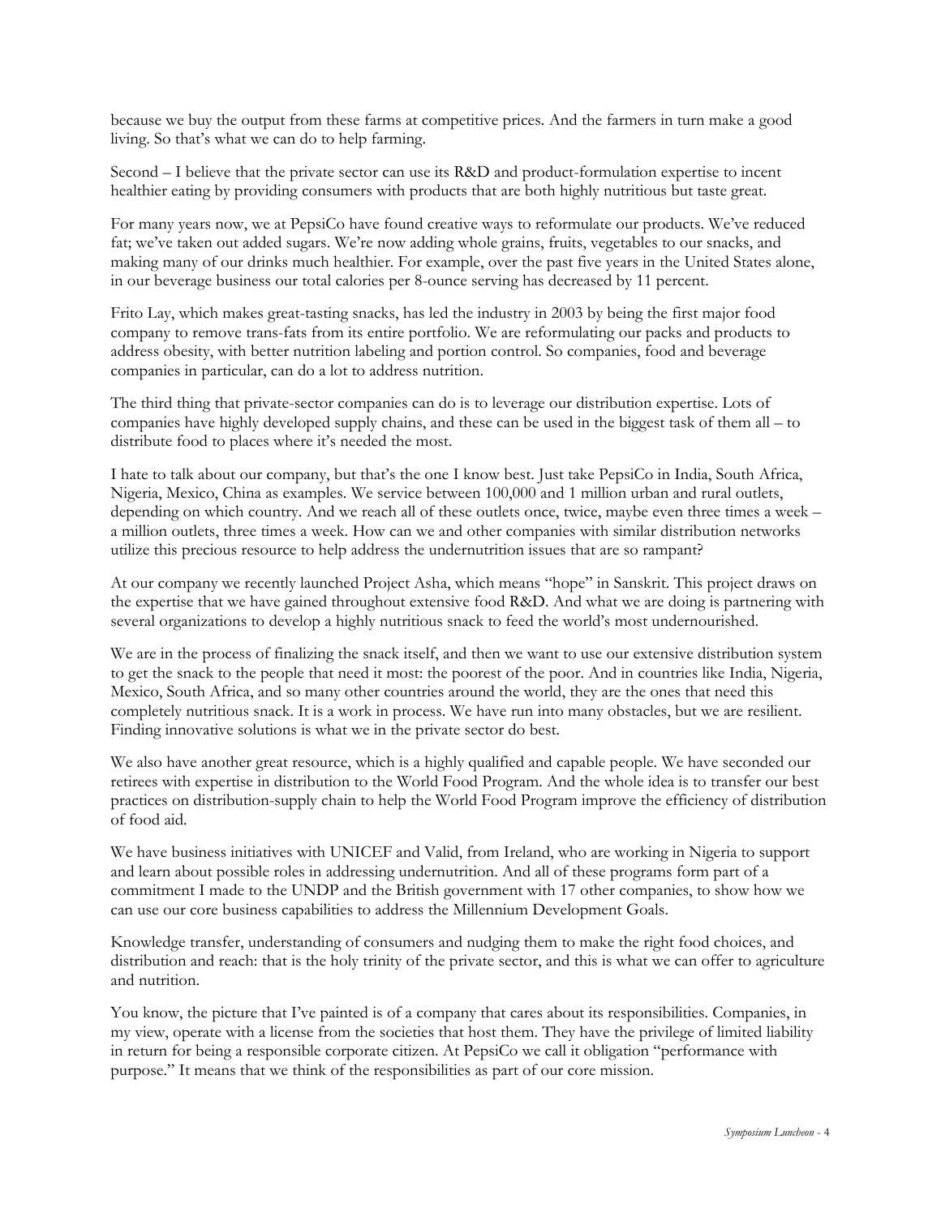because we buy the output from these farms at competitive prices. And the farmers in turn make a good living. So that's what we can do to help farming.

Second – I believe that the private sector can use its R&D and product-formulation expertise to incent healthier eating by providing consumers with products that are both highly nutritious but taste great.

For many years now, we at PepsiCo have found creative ways to reformulate our products. We've reduced fat; we've taken out added sugars. We're now adding whole grains, fruits, vegetables to our snacks, and making many of our drinks much healthier. For example, over the past five years in the United States alone, in our beverage business our total calories per 8-ounce serving has decreased by 11 percent.

Frito Lay, which makes great-tasting snacks, has led the industry in 2003 by being the first major food company to remove trans-fats from its entire portfolio. We are reformulating our packs and products to address obesity, with better nutrition labeling and portion control. So companies, food and beverage companies in particular, can do a lot to address nutrition.

The third thing that private-sector companies can do is to leverage our distribution expertise. Lots of companies have highly developed supply chains, and these can be used in the biggest task of them all – to distribute food to places where it's needed the most.

I hate to talk about our company, but that's the one I know best. Just take PepsiCo in India, South Africa, Nigeria, Mexico, China as examples. We service between 100,000 and 1 million urban and rural outlets, depending on which country. And we reach all of these outlets once, twice, maybe even three times a week – a million outlets, three times a week. How can we and other companies with similar distribution networks utilize this precious resource to help address the undernutrition issues that are so rampant?

At our company we recently launched Project Asha, which means "hope" in Sanskrit. This project draws on the expertise that we have gained throughout extensive food R&D. And what we are doing is partnering with several organizations to develop a highly nutritious snack to feed the world's most undernourished.

We are in the process of finalizing the snack itself, and then we want to use our extensive distribution system to get the snack to the people that need it most: the poorest of the poor. And in countries like India, Nigeria, Mexico, South Africa, and so many other countries around the world, they are the ones that need this completely nutritious snack. It is a work in process. We have run into many obstacles, but we are resilient. Finding innovative solutions is what we in the private sector do best.

We also have another great resource, which is a highly qualified and capable people. We have seconded our retirees with expertise in distribution to the World Food Program. And the whole idea is to transfer our best practices on distribution-supply chain to help the World Food Program improve the efficiency of distribution of food aid.

We have business initiatives with UNICEF and Valid, from Ireland, who are working in Nigeria to support and learn about possible roles in addressing undernutrition. And all of these programs form part of a commitment I made to the UNDP and the British government with 17 other companies, to show how we can use our core business capabilities to address the Millennium Development Goals.

Knowledge transfer, understanding of consumers and nudging them to make the right food choices, and distribution and reach: that is the holy trinity of the private sector, and this is what we can offer to agriculture and nutrition.

You know, the picture that I've painted is of a company that cares about its responsibilities. Companies, in my view, operate with a license from the societies that host them. They have the privilege of limited liability in return for being a responsible corporate citizen. At PepsiCo we call it obligation "performance with purpose." It means that we think of the responsibilities as part of our core mission.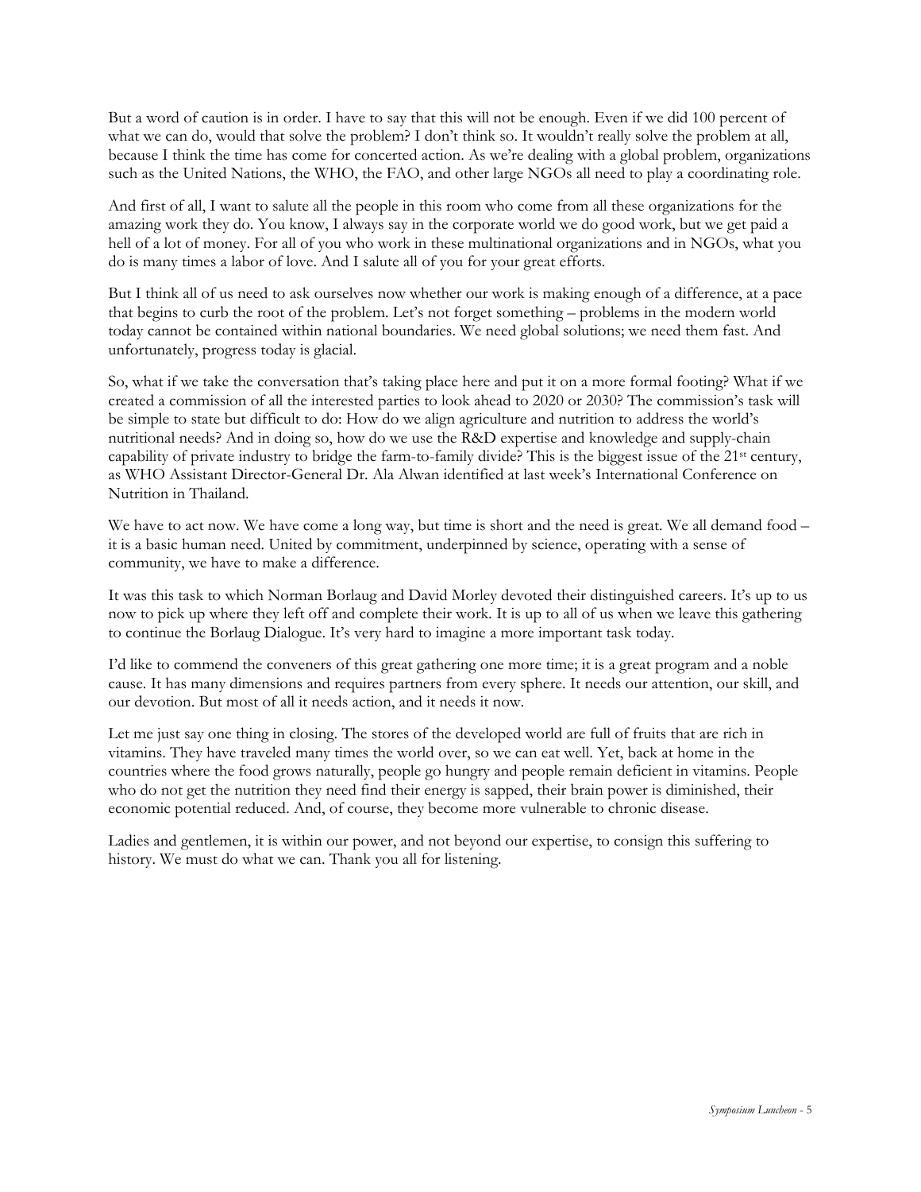But a word of caution is in order. I have to say that this will not be enough. Even if we did 100 percent of what we can do, would that solve the problem? I don't think so. It wouldn't really solve the problem at all, because I think the time has come for concerted action. As we're dealing with a global problem, organizations such as the United Nations, the WHO, the FAO, and other large NGOs all need to play a coordinating role.

And first of all, I want to salute all the people in this room who come from all these organizations for the amazing work they do. You know, I always say in the corporate world we do good work, but we get paid a hell of a lot of money. For all of you who work in these multinational organizations and in NGOs, what you do is many times a labor of love. And I salute all of you for your great efforts.

But I think all of us need to ask ourselves now whether our work is making enough of a difference, at a pace that begins to curb the root of the problem. Let's not forget something – problems in the modern world today cannot be contained within national boundaries. We need global solutions; we need them fast. And unfortunately, progress today is glacial.

So, what if we take the conversation that's taking place here and put it on a more formal footing? What if we created a commission of all the interested parties to look ahead to 2020 or 2030? The commission's task will be simple to state but difficult to do: How do we align agriculture and nutrition to address the world's nutritional needs? And in doing so, how do we use the R&D expertise and knowledge and supply-chain capability of private industry to bridge the farm-to-family divide? This is the biggest issue of the 21st century, as WHO Assistant Director-General Dr. Ala Alwan identified at last week's International Conference on Nutrition in Thailand.

We have to act now. We have come a long way, but time is short and the need is great. We all demand food – it is a basic human need. United by commitment, underpinned by science, operating with a sense of community, we have to make a difference.

It was this task to which Norman Borlaug and David Morley devoted their distinguished careers. It's up to us now to pick up where they left off and complete their work. It is up to all of us when we leave this gathering to continue the Borlaug Dialogue. It's very hard to imagine a more important task today.

I'd like to commend the conveners of this great gathering one more time; it is a great program and a noble cause. It has many dimensions and requires partners from every sphere. It needs our attention, our skill, and our devotion. But most of all it needs action, and it needs it now.

Let me just say one thing in closing. The stores of the developed world are full of fruits that are rich in vitamins. They have traveled many times the world over, so we can eat well. Yet, back at home in the countries where the food grows naturally, people go hungry and people remain deficient in vitamins. People who do not get the nutrition they need find their energy is sapped, their brain power is diminished, their economic potential reduced. And, of course, they become more vulnerable to chronic disease.

Ladies and gentlemen, it is within our power, and not beyond our expertise, to consign this suffering to history. We must do what we can. Thank you all for listening.